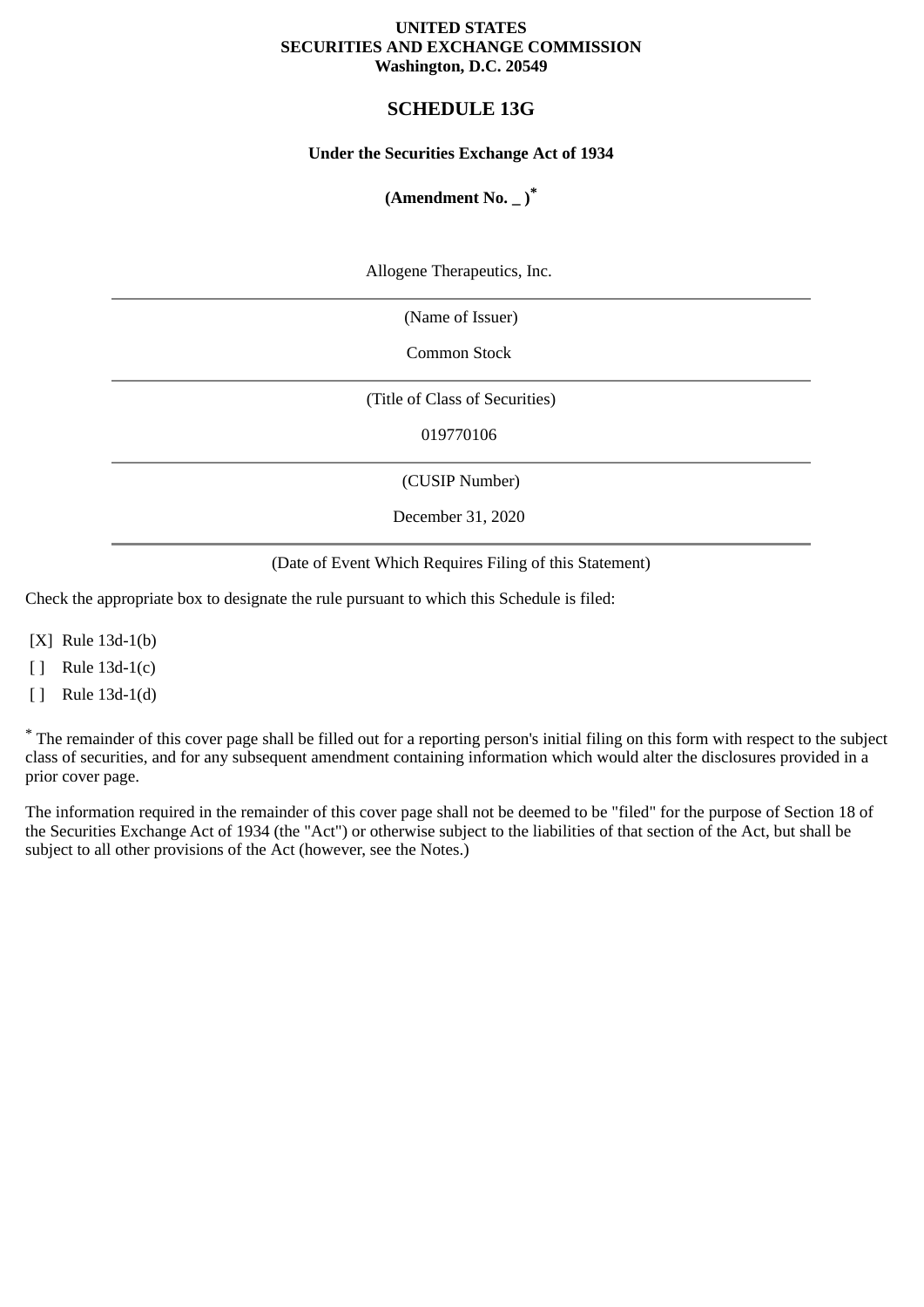**UNITED STATES**
**SECURITIES AND EXCHANGE COMMISSION**
**Washington, D.C. 20549**

# SCHEDULE 13G

**Under the Securities Exchange Act of 1934**

**(Amendment No. _ )***

Allogene Therapeutics, Inc.

(Name of Issuer)

Common Stock

(Title of Class of Securities)

019770106

(CUSIP Number)

December 31, 2020

(Date of Event Which Requires Filing of this Statement)

Check the appropriate box to designate the rule pursuant to which this Schedule is filed:

[X] Rule 13d-1(b)

[ ] Rule 13d-1(c)

[ ] Rule 13d-1(d)

* The remainder of this cover page shall be filled out for a reporting person's initial filing on this form with respect to the subject class of securities, and for any subsequent amendment containing information which would alter the disclosures provided in a prior cover page.

The information required in the remainder of this cover page shall not be deemed to be "filed" for the purpose of Section 18 of the Securities Exchange Act of 1934 (the "Act") or otherwise subject to the liabilities of that section of the Act, but shall be subject to all other provisions of the Act (however, see the Notes.)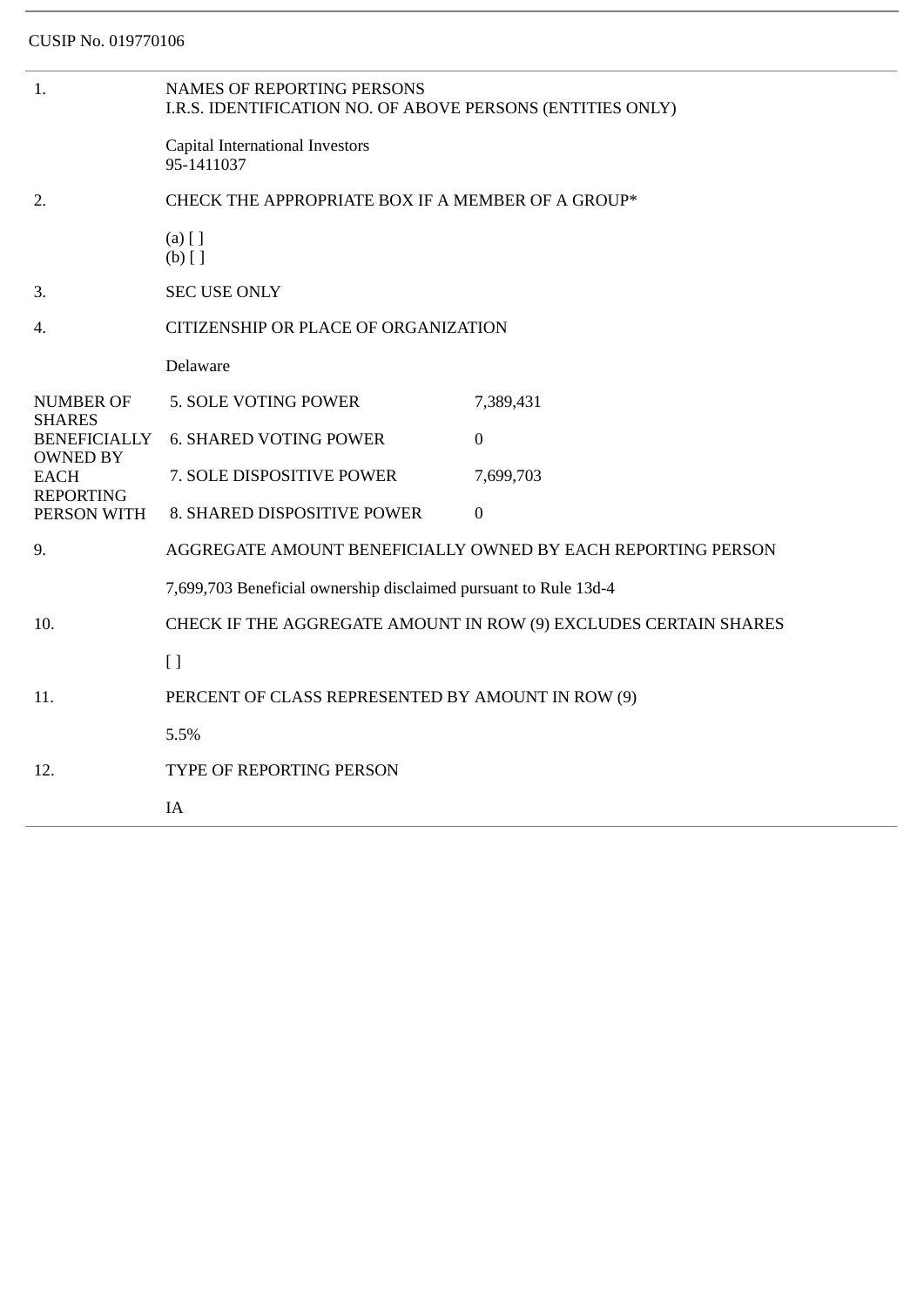CUSIP No. 019770106

| | | |
|---|---|---|
| 1. | NAMES OF REPORTING PERSONS<br>I.R.S. IDENTIFICATION NO. OF ABOVE PERSONS (ENTITIES ONLY)<br><br>Capital International Investors<br>95-1411037 | |
| 2. | CHECK THE APPROPRIATE BOX IF A MEMBER OF A GROUP*<br><br>(a) [ ]<br>(b) [ ] | |
| 3. | SEC USE ONLY | |
| 4. | CITIZENSHIP OR PLACE OF ORGANIZATION<br><br>Delaware | |
| NUMBER OF SHARES BENEFICIALLY OWNED BY EACH REPORTING PERSON WITH | 5. SOLE VOTING POWER | 7,389,431 |
| | 6. SHARED VOTING POWER | 0 |
| | 7. SOLE DISPOSITIVE POWER | 7,699,703 |
| | 8. SHARED DISPOSITIVE POWER | 0 |
| 9. | AGGREGATE AMOUNT BENEFICIALLY OWNED BY EACH REPORTING PERSON<br><br>7,699,703 Beneficial ownership disclaimed pursuant to Rule 13d-4 | |
| 10. | CHECK IF THE AGGREGATE AMOUNT IN ROW (9) EXCLUDES CERTAIN SHARES<br><br>[ ] | |
| 11. | PERCENT OF CLASS REPRESENTED BY AMOUNT IN ROW (9)<br><br>5.5% | |
| 12. | TYPE OF REPORTING PERSON<br><br>IA | |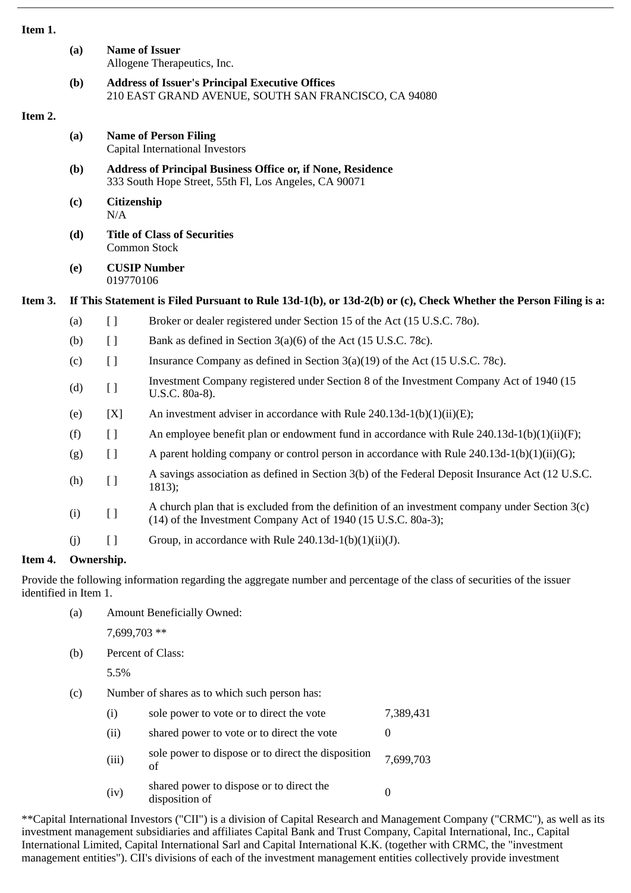**Item 1.**

**(a) Name of Issuer**
Allogene Therapeutics, Inc.

**(b) Address of Issuer's Principal Executive Offices**
210 EAST GRAND AVENUE, SOUTH SAN FRANCISCO, CA 94080

**Item 2.**

**(a) Name of Person Filing**
Capital International Investors

**(b) Address of Principal Business Office or, if None, Residence**
333 South Hope Street, 55th Fl, Los Angeles, CA 90071

**(c) Citizenship**
N/A

**(d) Title of Class of Securities**
Common Stock

**(e) CUSIP Number**
019770106

**Item 3. If This Statement is Filed Pursuant to Rule 13d-1(b), or 13d-2(b) or (c), Check Whether the Person Filing is a:**

| | | |
|---|---|---|
| (a) | [ ] | Broker or dealer registered under Section 15 of the Act (15 U.S.C. 78o). |
| (b) | [ ] | Bank as defined in Section 3(a)(6) of the Act (15 U.S.C. 78c). |
| (c) | [ ] | Insurance Company as defined in Section 3(a)(19) of the Act (15 U.S.C. 78c). |
| (d) | [ ] | Investment Company registered under Section 8 of the Investment Company Act of 1940 (15 U.S.C. 80a-8). |
| (e) | [X] | An investment adviser in accordance with Rule 240.13d-1(b)(1)(ii)(E); |
| (f) | [ ] | An employee benefit plan or endowment fund in accordance with Rule 240.13d-1(b)(1)(ii)(F); |
| (g) | [ ] | A parent holding company or control person in accordance with Rule 240.13d-1(b)(1)(ii)(G); |
| (h) | [ ] | A savings association as defined in Section 3(b) of the Federal Deposit Insurance Act (12 U.S.C. 1813); |
| (i) | [ ] | A church plan that is excluded from the definition of an investment company under Section 3(c)(14) of the Investment Company Act of 1940 (15 U.S.C. 80a-3); |
| (j) | [ ] | Group, in accordance with Rule 240.13d-1(b)(1)(ii)(J). |

**Item 4. Ownership.**

Provide the following information regarding the aggregate number and percentage of the class of securities of the issuer identified in Item 1.

(a) Amount Beneficially Owned:

7,699,703 **

(b) Percent of Class:

5.5%

(c) Number of shares as to which such person has:

| | | |
|---|---|---|
| (i) | sole power to vote or to direct the vote | 7,389,431 |
| (ii) | shared power to vote or to direct the vote | 0 |
| (iii) | sole power to dispose or to direct the disposition of | 7,699,703 |
| (iv) | shared power to dispose or to direct the disposition of | 0 |

**Capital International Investors ("CII") is a division of Capital Research and Management Company ("CRMC"), as well as its investment management subsidiaries and affiliates Capital Bank and Trust Company, Capital International, Inc., Capital International Limited, Capital International Sarl and Capital International K.K. (together with CRMC, the "investment management entities"). CII's divisions of each of the investment management entities collectively provide investment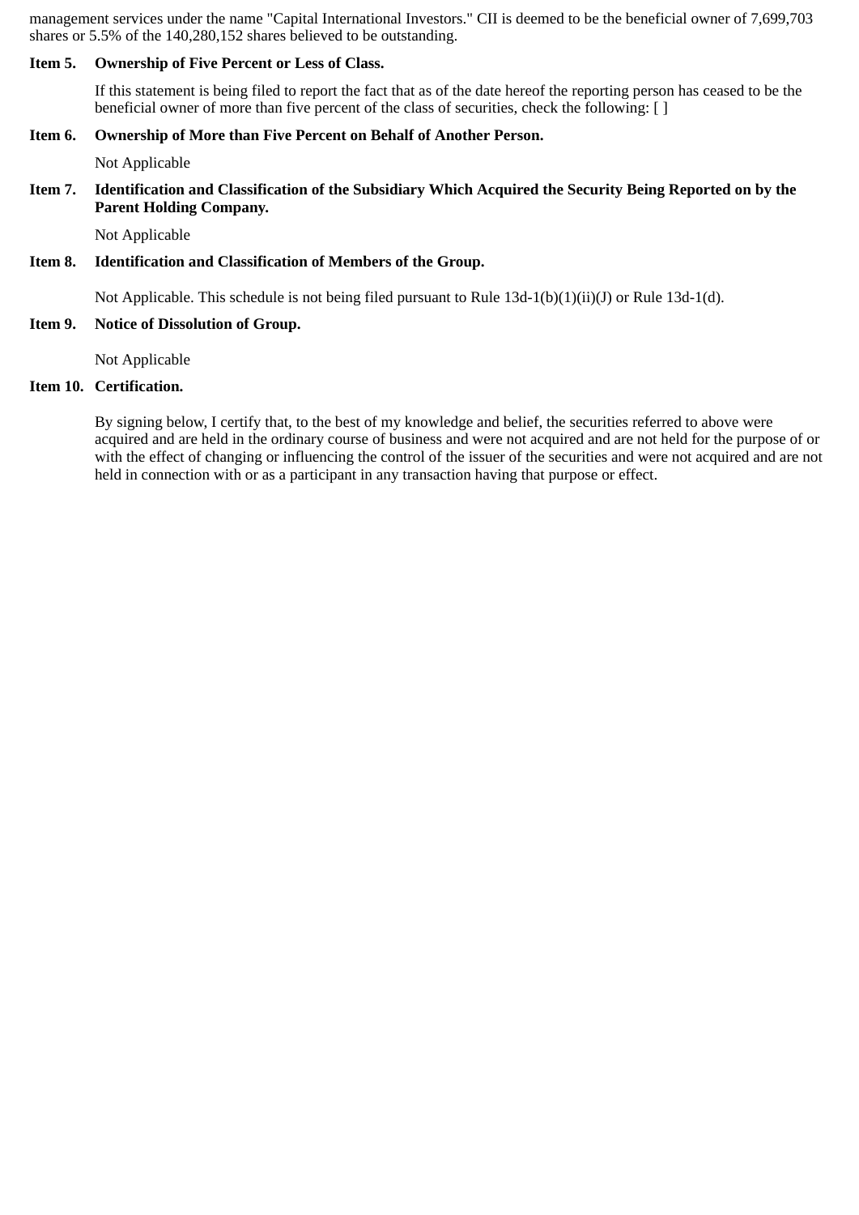management services under the name "Capital International Investors." CII is deemed to be the beneficial owner of 7,699,703 shares or 5.5% of the 140,280,152 shares believed to be outstanding.

**Item 5. Ownership of Five Percent or Less of Class.**

If this statement is being filed to report the fact that as of the date hereof the reporting person has ceased to be the beneficial owner of more than five percent of the class of securities, check the following: [ ]

**Item 6. Ownership of More than Five Percent on Behalf of Another Person.**

Not Applicable

**Item 7. Identification and Classification of the Subsidiary Which Acquired the Security Being Reported on by the Parent Holding Company.**

Not Applicable

**Item 8. Identification and Classification of Members of the Group.**

Not Applicable. This schedule is not being filed pursuant to Rule 13d-1(b)(1)(ii)(J) or Rule 13d-1(d).

**Item 9. Notice of Dissolution of Group.**

Not Applicable

**Item 10. Certification.**

By signing below, I certify that, to the best of my knowledge and belief, the securities referred to above were acquired and are held in the ordinary course of business and were not acquired and are not held for the purpose of or with the effect of changing or influencing the control of the issuer of the securities and were not acquired and are not held in connection with or as a participant in any transaction having that purpose or effect.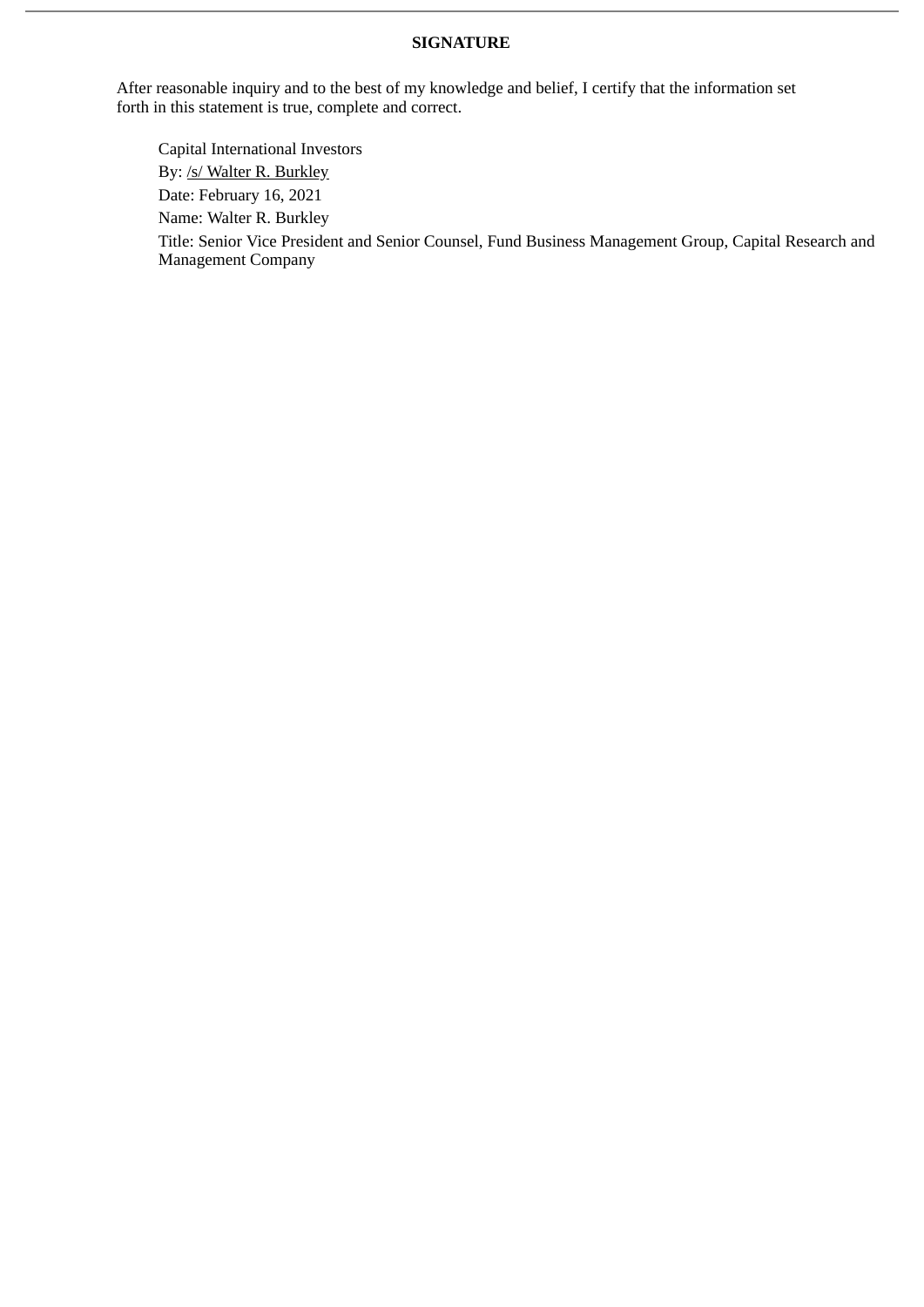**SIGNATURE**

After reasonable inquiry and to the best of my knowledge and belief, I certify that the information set forth in this statement is true, complete and correct.

Capital International Investors

By: /s/ Walter R. Burkley

Date: February 16, 2021

Name: Walter R. Burkley

Title: Senior Vice President and Senior Counsel, Fund Business Management Group, Capital Research and Management Company